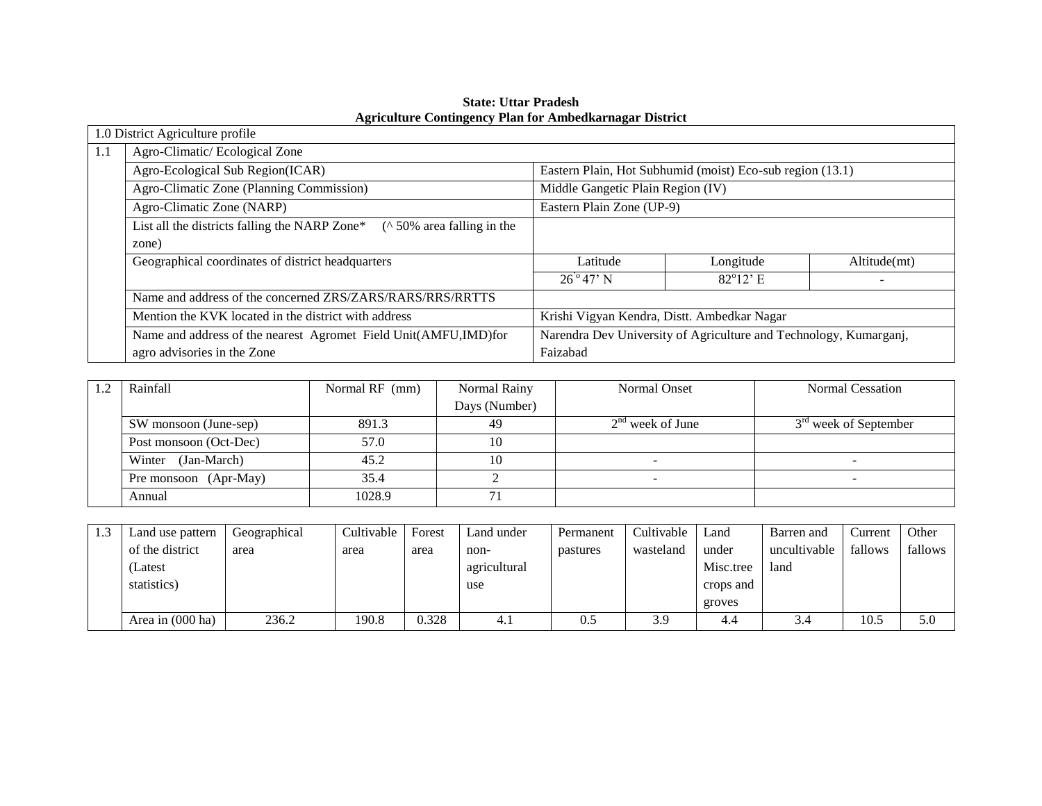**State: Uttar Pradesh**

**Agriculture Contingency Plan for Ambedkarnagar District**

| 1.0 District Agriculture profile | | | | |
|---|---|---|---|---|
| 1.1 | Agro-Climatic/ Ecological Zone | | | |
| | Agro-Ecological Sub Region(ICAR) | Eastern Plain, Hot Subhumid (moist) Eco-sub region (13.1) | | |
| | Agro-Climatic Zone (Planning Commission) | Middle Gangetic Plain Region (IV) | | |
| | Agro-Climatic Zone (NARP) | Eastern Plain Zone (UP-9) | | |
| | List all the districts falling the NARP Zone* (^ 50% area falling in the zone) | | | |
| | Geographical coordinates of district headquarters | Latitude | Longitude | Altitude(mt) |
| | | 26$^{o}$ 47' N | 82$^{o}$12' E | - |
| | Name and address of the concerned ZRS/ZARS/RARS/RRS/RRTTS | | | |
| | Mention the KVK located in the district with address | Krishi Vigyan Kendra, Distt. Ambedkar Nagar | | |
| | Name and address of the nearest Agromet Field Unit(AMFU,IMD)for agro advisories in the Zone | Narendra Dev University of Agriculture and Technology, Kumarganj, Faizabad | | |

| 1.2 | Rainfall | Normal RF (mm) | Normal Rainy Days (Number) | Normal Onset | Normal Cessation |
|---|---|---|---|---|---|
| | SW monsoon (June-sep) | 891.3 | 49 | 2$^{nd}$ week of June | 3$^{rd}$ week of September |
| | Post monsoon (Oct-Dec) | 57.0 | 10 | | |
| | Winter (Jan-March) | 45.2 | 10 | - | - |
| | Pre monsoon (Apr-May) | 35.4 | 2 | - | - |
| | Annual | 1028.9 | 71 | | |

| 1.3 | Land use pattern of the district (Latest statistics) | Geographical area | Cultivable area | Forest area | Land under non-agricultural use | Permanent pastures | Cultivable wasteland | Land under Misc.tree crops and groves | Barren and uncultivable land | Current fallows | Other fallows |
|---|---|---|---|---|---|---|---|---|---|---|---|
| | Area in (000 ha) | 236.2 | 190.8 | 0.328 | 4.1 | 0.5 | 3.9 | 4.4 | 3.4 | 10.5 | 5.0 |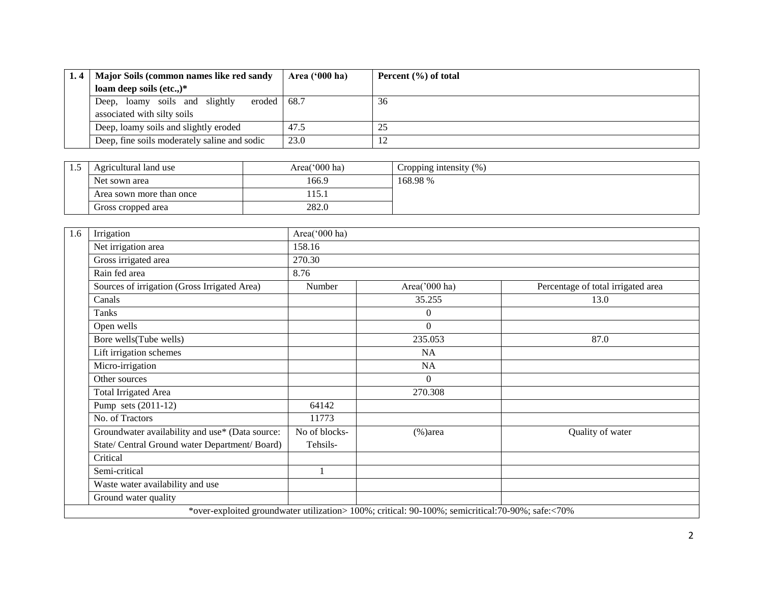| 1. 4 | Major Soils (common names like red sandy loam deep soils (etc.,)* | Area ('000 ha) | Percent (%) of total |
|---|---|---|---|
| | Deep, loamy soils and slightly eroded associated with silty soils | 68.7 | 36 |
| | Deep, loamy soils and slightly eroded | 47.5 | 25 |
| | Deep, fine soils moderately saline and sodic | 23.0 | 12 |

| 1.5 | Agricultural land use | Area('000 ha) | Cropping intensity (%) |
|---|---|---|---|
| | Net sown area | 166.9 | 168.98 % |
| | Area sown more than once | 115.1 | |
| | Gross cropped area | 282.0 | |

| 1.6 | Irrigation | Area('000 ha) | | |
|---|---|---|---|---|
| | Net irrigation area | 158.16 | | |
| | Gross irrigated area | 270.30 | | |
| | Rain fed area | 8.76 | | |
| | Sources of irrigation (Gross Irrigated Area) | Number | Area('000 ha) | Percentage of total irrigated area |
| | Canals | | 35.255 | 13.0 |
| | Tanks | | 0 | |
| | Open wells | | 0 | |
| | Bore wells(Tube wells) | | 235.053 | 87.0 |
| | Lift irrigation schemes | | NA | |
| | Micro-irrigation | | NA | |
| | Other sources | | 0 | |
| | Total Irrigated Area | | 270.308 | |
| | Pump sets (2011-12) | 64142 | | |
| | No. of Tractors | 11773 | | |
| | Groundwater availability and use* (Data source: State/ Central Ground water Department/ Board) | No of blocks-Tehsils- | (%)area | Quality of water |
| | Critical | | | |
| | Semi-critical | 1 | | |
| | Waste water availability and use | | | |
| | Ground water quality | | | |

*over-exploited groundwater utilization> 100%; critical: 90-100%; semicritical:70-90%; safe:<70%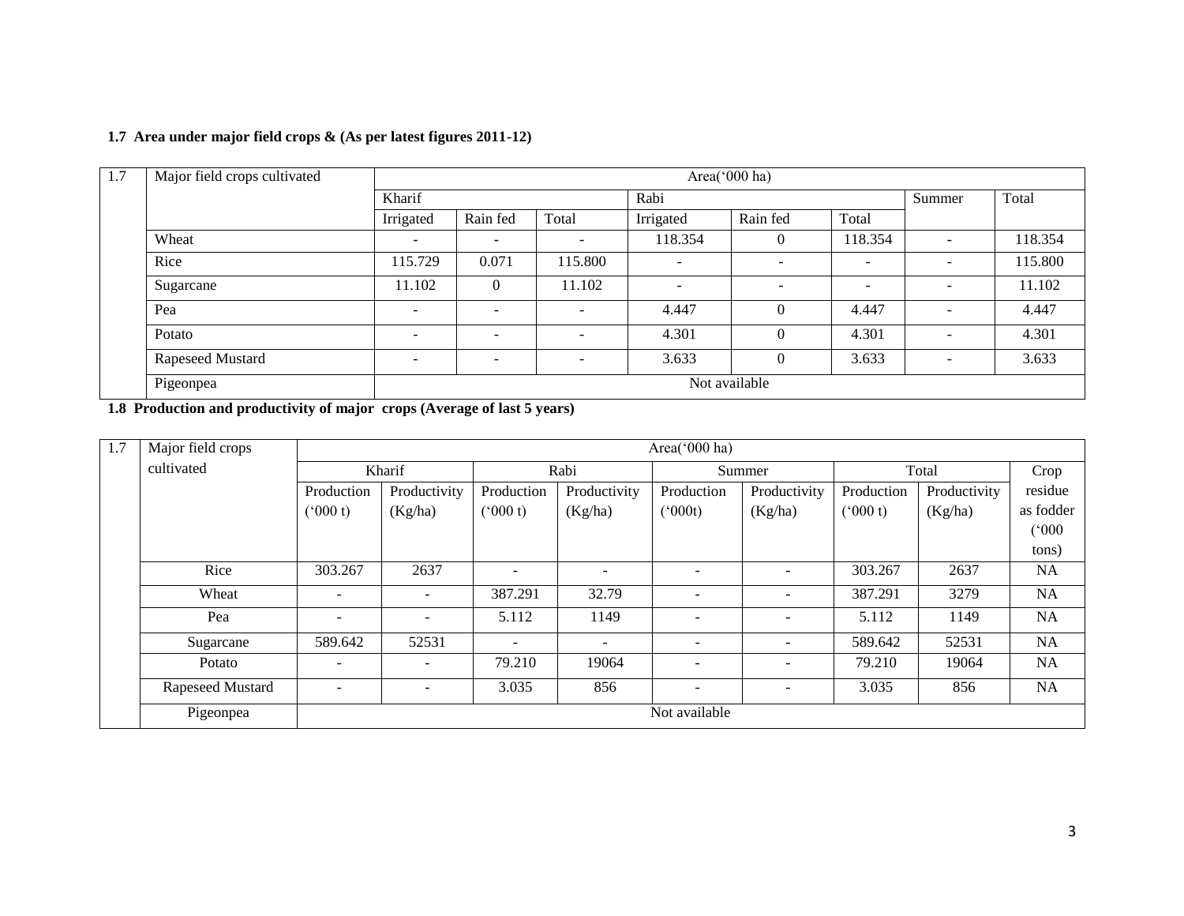**1.7 Area under major field crops & (As per latest figures 2011-12)**

| 1.7 | Major field crops cultivated | Area('000 ha) | | | | | | | |
|---|---|---|---|---|---|---|---|---|---|
| | | Kharif | | | Rabi | | | Summer | Total |
| | | Irrigated | Rain fed | Total | Irrigated | Rain fed | Total | | |
| | Wheat | - | - | - | 118.354 | 0 | 118.354 | - | 118.354 |
| | Rice | 115.729 | 0.071 | 115.800 | - | - | - | - | 115.800 |
| | Sugarcane | 11.102 | 0 | 11.102 | - | - | - | - | 11.102 |
| | Pea | - | - | - | 4.447 | 0 | 4.447 | - | 4.447 |
| | Potato | - | - | - | 4.301 | 0 | 4.301 | - | 4.301 |
| | Rapeseed Mustard | - | - | - | 3.633 | 0 | 3.633 | - | 3.633 |
| | Pigeonpea | Not available | | | | | | | |

**1.8 Production and productivity of major crops (Average of last 5 years)**

| 1.7 | Major field crops cultivated | Area('000 ha) | | | | | | | | |
|---|---|---|---|---|---|---|---|---|---|---|
| | | Kharif | | Rabi | | Summer | | Total | | Crop residue as fodder ('000 tons) |
| | | Production ('000 t) | Productivity (Kg/ha) | Production ('000 t) | Productivity (Kg/ha) | Production ('000t) | Productivity (Kg/ha) | Production ('000 t) | Productivity (Kg/ha) | |
| | Rice | 303.267 | 2637 | - | - | - | - | 303.267 | 2637 | NA |
| | Wheat | - | - | 387.291 | 32.79 | - | - | 387.291 | 3279 | NA |
| | Pea | - | - | 5.112 | 1149 | - | - | 5.112 | 1149 | NA |
| | Sugarcane | 589.642 | 52531 | - | - | - | - | 589.642 | 52531 | NA |
| | Potato | - | - | 79.210 | 19064 | - | - | 79.210 | 19064 | NA |
| | Rapeseed Mustard | - | - | 3.035 | 856 | - | - | 3.035 | 856 | NA |
| | Pigeonpea | Not available | | | | | | | | |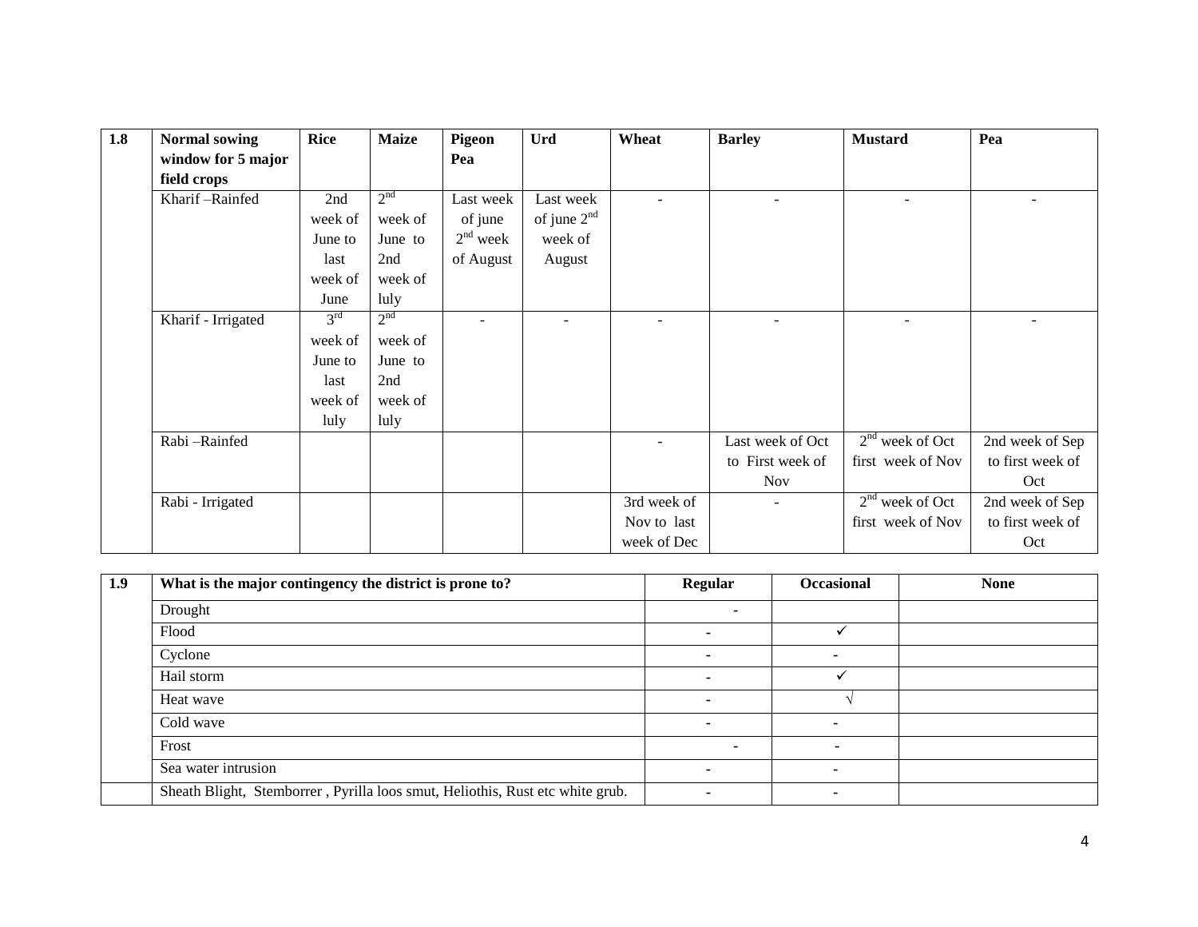| 1.8 | Normal sowing window for 5 major field crops | Rice | Maize | Pigeon Pea | Urd | Wheat | Barley | Mustard | Pea |
|---|---|---|---|---|---|---|---|---|---|
| | Kharif –Rainfed | 2nd week of June to last week of June | 2nd week of June to 2nd week of luly | Last week of june 2nd week of August | Last week of june 2nd week of August | - | - | - | - |
| | Kharif - Irrigated | 3rd week of June to last week of luly | 2nd week of June to 2nd week of luly | - | - | - | - | - | - |
| | Rabi –Rainfed | | | | | - | Last week of Oct to First week of Nov | 2nd week of Oct first week of Nov | 2nd week of Sep to first week of Oct |
| | Rabi - Irrigated | | | | | 3rd week of Nov to last week of Dec | - | 2nd week of Oct first week of Nov | 2nd week of Sep to first week of Oct |

| 1.9 | What is the major contingency the district is prone to? | Regular | Occasional | None |
|---|---|---|---|---|
| | Drought | - | | |
| | Flood | - | ✓ | |
| | Cyclone | - | - | |
| | Hail storm | - | ✓ | |
| | Heat wave | - | √ | |
| | Cold wave | - | - | |
| | Frost | - | - | |
| | Sea water intrusion | - | - | |
| | Sheath Blight, Stemborrer , Pyrilla loos smut, Heliothis, Rust etc white grub. | - | - | |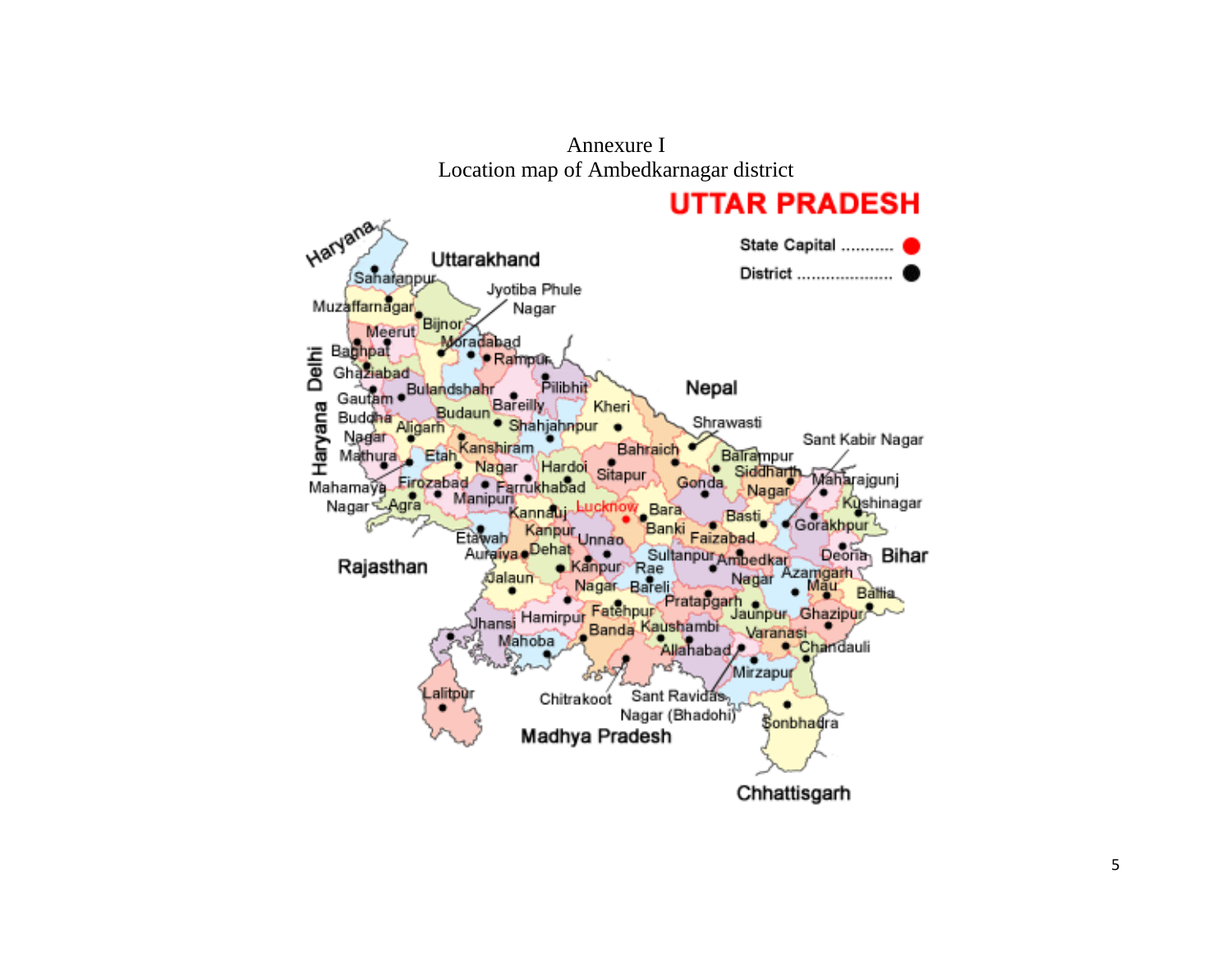Annexure I

Location map of Ambedkarnagar district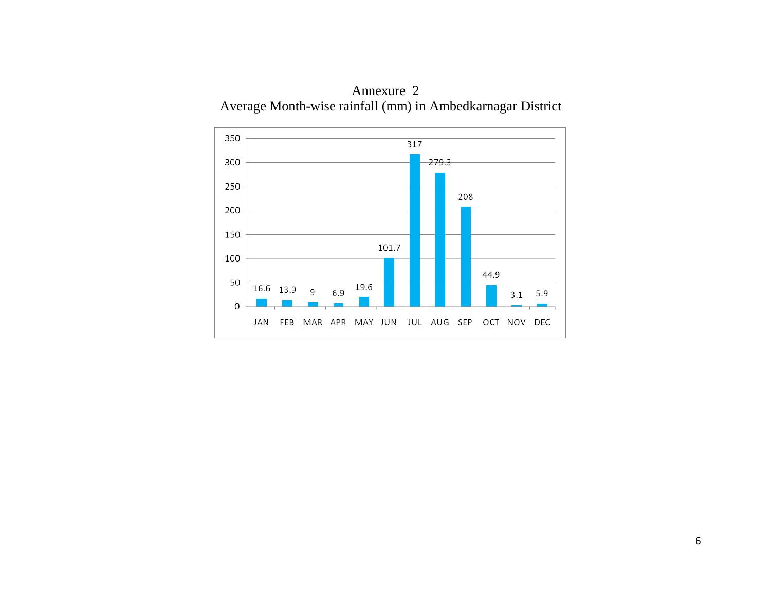# Annexure 2

## Average Month-wise rainfall (mm) in Ambedkarnagar District

| Month | Rainfall (mm) |
|---|---|
| JAN | 16.6 |
| FEB | 13.9 |
| MAR | 9 |
| APR | 6.9 |
| MAY | 19.6 |
| JUN | 101.7 |
| JUL | 317 |
| AUG | 279.3 |
| SEP | 208 |
| OCT | 44.9 |
| NOV | 3.1 |
| DEC | 5.9 |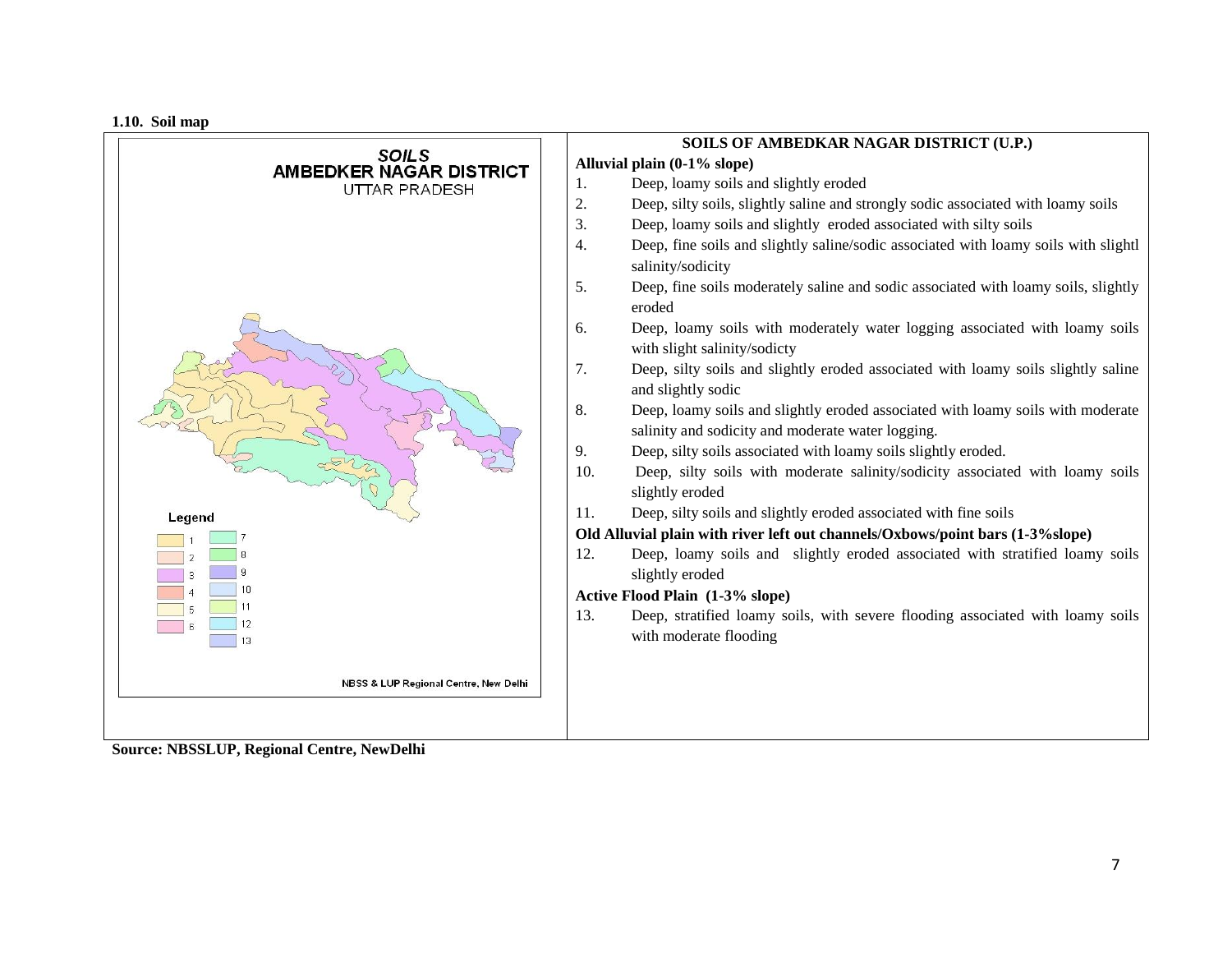**1.10. Soil map**

SOILS
AMBEDKER NAGAR DISTRICT
UTTAR PRADESH

Legend

1, 2, 3, 4, 5, 6, 7, 8, 9, 10, 11, 12, 13

NBSS & LUP Regional Centre, New Delhi

**SOILS OF AMBEDKAR NAGAR DISTRICT (U.P.)**

**Alluvial plain (0-1% slope)**

1. Deep, loamy soils and slightly eroded
2. Deep, silty soils, slightly saline and strongly sodic associated with loamy soils
3. Deep, loamy soils and slightly eroded associated with silty soils
4. Deep, fine soils and slightly saline/sodic associated with loamy soils with slightl salinity/sodicity
5. Deep, fine soils moderately saline and sodic associated with loamy soils, slightly eroded
6. Deep, loamy soils with moderately water logging associated with loamy soils with slight salinity/sodicty
7. Deep, silty soils and slightly eroded associated with loamy soils slightly saline and slightly sodic
8. Deep, loamy soils and slightly eroded associated with loamy soils with moderate salinity and sodicity and moderate water logging.
9. Deep, silty soils associated with loamy soils slightly eroded.
10. Deep, silty soils with moderate salinity/sodicity associated with loamy soils slightly eroded
11. Deep, silty soils and slightly eroded associated with fine soils

**Old Alluvial plain with river left out channels/Oxbows/point bars (1-3%slope)**

12. Deep, loamy soils and slightly eroded associated with stratified loamy soils slightly eroded

**Active Flood Plain (1-3% slope)**

13. Deep, stratified loamy soils, with severe flooding associated with loamy soils with moderate flooding

**Source: NBSSLUP, Regional Centre, NewDelhi**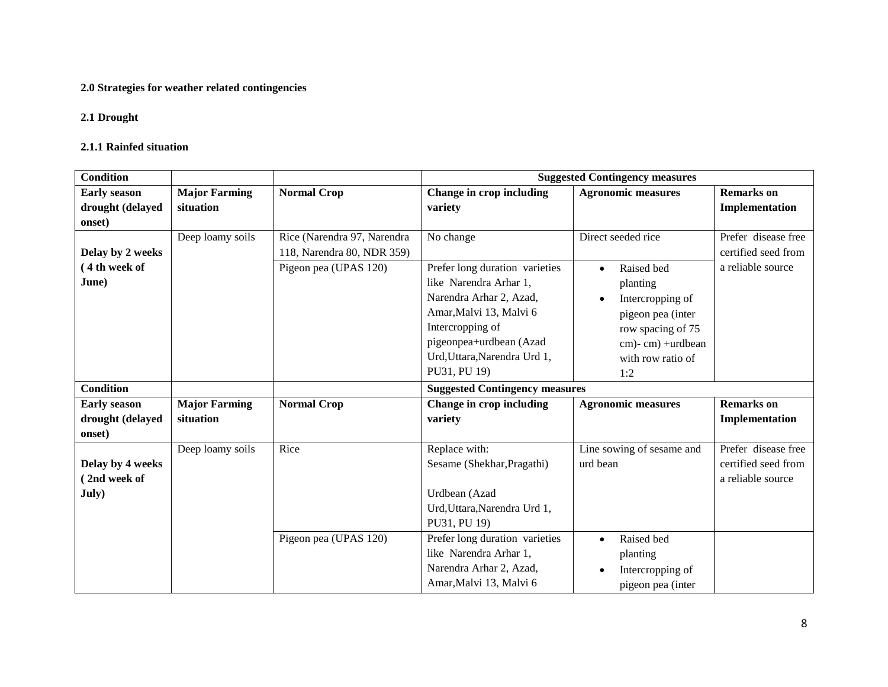**2.0 Strategies for weather related contingencies**

**2.1 Drought**

**2.1.1 Rainfed situation**

| Condition | | | Suggested Contingency measures | | |
|---|---|---|---|---|---|
| **Early season drought (delayed onset)** | **Major Farming situation** | **Normal Crop** | **Change in crop including variety** | **Agronomic measures** | **Remarks on Implementation** |
| **Delay by 2 weeks ( 4 th week of June)** | Deep loamy soils | Rice (Narendra 97, Narendra 118, Narendra 80, NDR 359) | No change | Direct seeded rice | Prefer disease free certified seed from a reliable source |
| | | Pigeon pea (UPAS 120) | Prefer long duration varieties like Narendra Arhar 1, Narendra Arhar 2, Azad, Amar,Malvi 13, Malvi 6 Intercropping of pigeonpea+urdbean (Azad Urd,Uttara,Narendra Urd 1, PU31, PU 19) | • Raised bed planting<br>• Intercropping of pigeon pea (inter row spacing of 75 cm)- cm) +urdbean with row ratio of 1:2 | |

| Condition | | | Suggested Contingency measures | | |
|---|---|---|---|---|---|
| **Early season drought (delayed onset)** | **Major Farming situation** | **Normal Crop** | **Change in crop including variety** | **Agronomic measures** | **Remarks on Implementation** |
| **Delay by 4 weeks ( 2nd week of July)** | Deep loamy soils | Rice | Replace with:<br>Sesame (Shekhar,Pragathi)<br><br>Urdbean (Azad Urd,Uttara,Narendra Urd 1, PU31, PU 19) | Line sowing of sesame and urd bean | Prefer disease free certified seed from a reliable source |
| | | Pigeon pea (UPAS 120) | Prefer long duration varieties like Narendra Arhar 1, Narendra Arhar 2, Azad, Amar,Malvi 13, Malvi 6 | • Raised bed planting<br>• Intercropping of pigeon pea (inter | |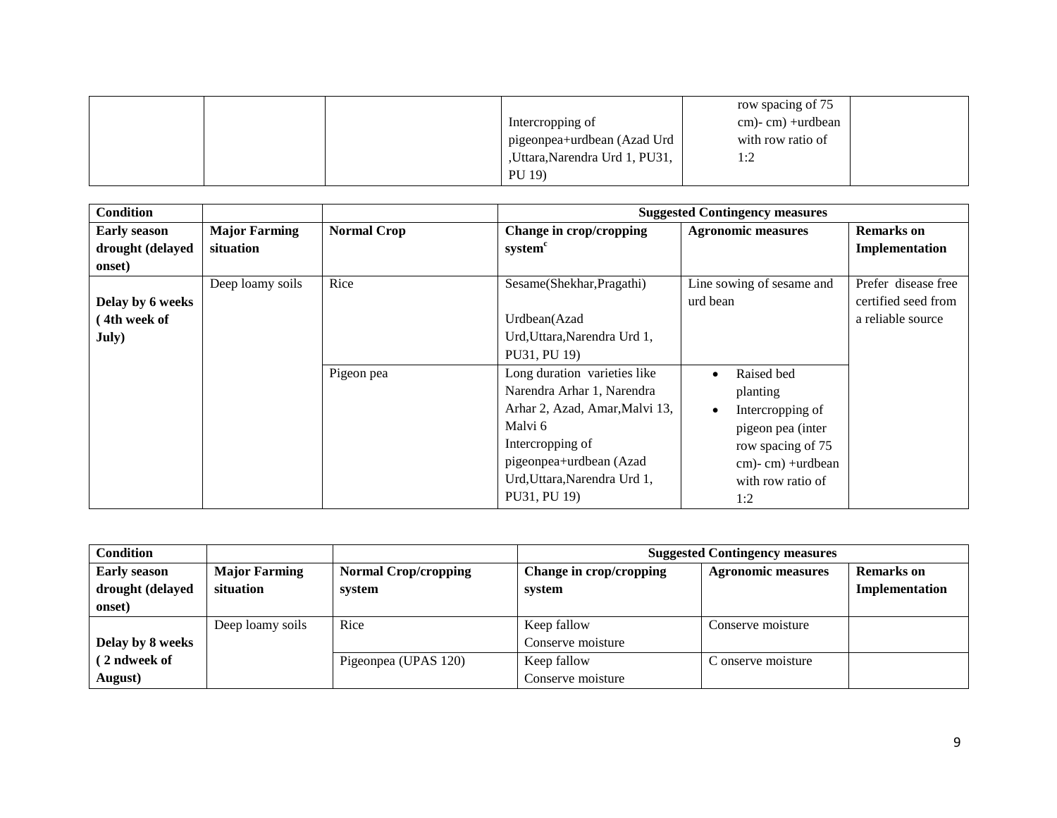| | | | Intercropping of pigeonpea+urdbean (Azad Urd ,Uttara,Narendra Urd 1, PU31, PU 19) | row spacing of 75 cm)- cm) +urdbean with row ratio of 1:2 | |
|---|---|---|---|---|---|

| Condition | | | Suggested Contingency measures | | |
|---|---|---|---|---|---|
| **Early season drought (delayed onset)** | **Major Farming situation** | **Normal Crop** | **Change in crop/cropping system[c]** | **Agronomic measures** | **Remarks on Implementation** |
| **Delay by 6 weeks (4th week of July)** | Deep loamy soils | Rice | Sesame(Shekhar,Pragathi)<br><br>Urdbean(Azad Urd,Uttara,Narendra Urd 1, PU31, PU 19) | Line sowing of sesame and urd bean | Prefer disease free certified seed from a reliable source |
| | | Pigeon pea | Long duration varieties like Narendra Arhar 1, Narendra Arhar 2, Azad, Amar,Malvi 13, Malvi 6<br>Intercropping of pigeonpea+urdbean (Azad Urd,Uttara,Narendra Urd 1, PU31, PU 19) | • Raised bed planting<br>• Intercropping of pigeon pea (inter row spacing of 75 cm)- cm) +urdbean with row ratio of 1:2 | |

| Condition | | | Suggested Contingency measures | | |
|---|---|---|---|---|---|
| **Early season drought (delayed onset)** | **Major Farming situation** | **Normal Crop/cropping system** | **Change in crop/cropping system** | **Agronomic measures** | **Remarks on Implementation** |
| **Delay by 8 weeks (2 ndweek of August)** | Deep loamy soils | Rice | Keep fallow<br>Conserve moisture | Conserve moisture | |
| | | Pigeonpea (UPAS 120) | Keep fallow<br>Conserve moisture | C onserve moisture | |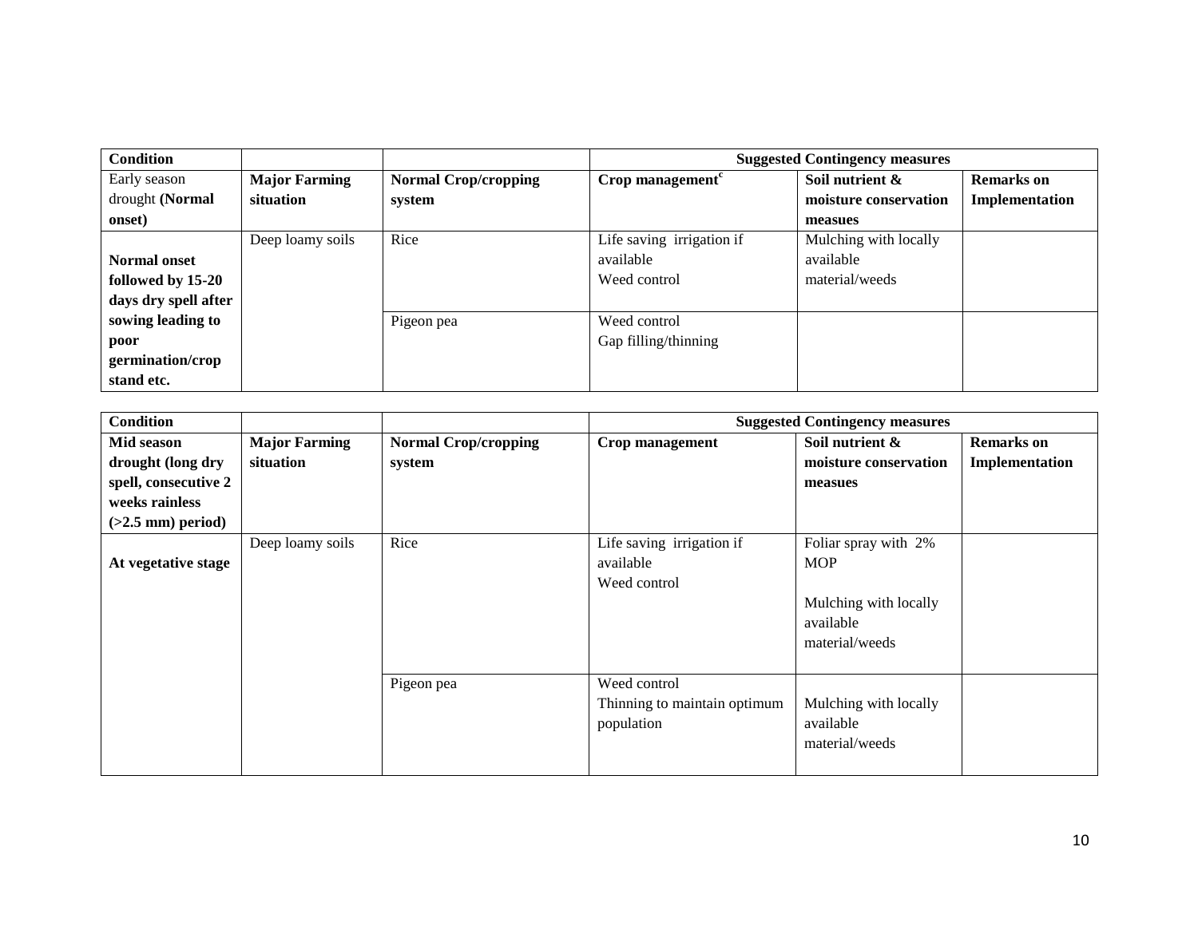| **Condition** | | | **Suggested Contingency measures** | | |
|---|---|---|---|---|---|
| Early season drought **(Normal onset)** | **Major Farming situation** | **Normal Crop/cropping system** | **Crop management**[c] | **Soil nutrient & moisture conservation measues** | **Remarks on Implementation** |
| **Normal onset followed by 15-20 days dry spell after sowing leading to poor germination/crop stand etc.** | Deep loamy soils | Rice | Life saving irrigation if available<br>Weed control | Mulching with locally available material/weeds | |
| | | Pigeon pea | Weed control<br>Gap filling/thinning | | |

| **Condition** | | | **Suggested Contingency measures** | | |
|---|---|---|---|---|---|
| **Mid season drought (long dry spell, consecutive 2 weeks rainless (>2.5 mm) period)** | **Major Farming situation** | **Normal Crop/cropping system** | **Crop management** | **Soil nutrient & moisture conservation measues** | **Remarks on Implementation** |
| **At vegetative stage** | Deep loamy soils | Rice | Life saving irrigation if available<br>Weed control | Foliar spray with 2% MOP<br><br>Mulching with locally available material/weeds | |
| | | Pigeon pea | Weed control<br>Thinning to maintain optimum population | Mulching with locally available material/weeds | |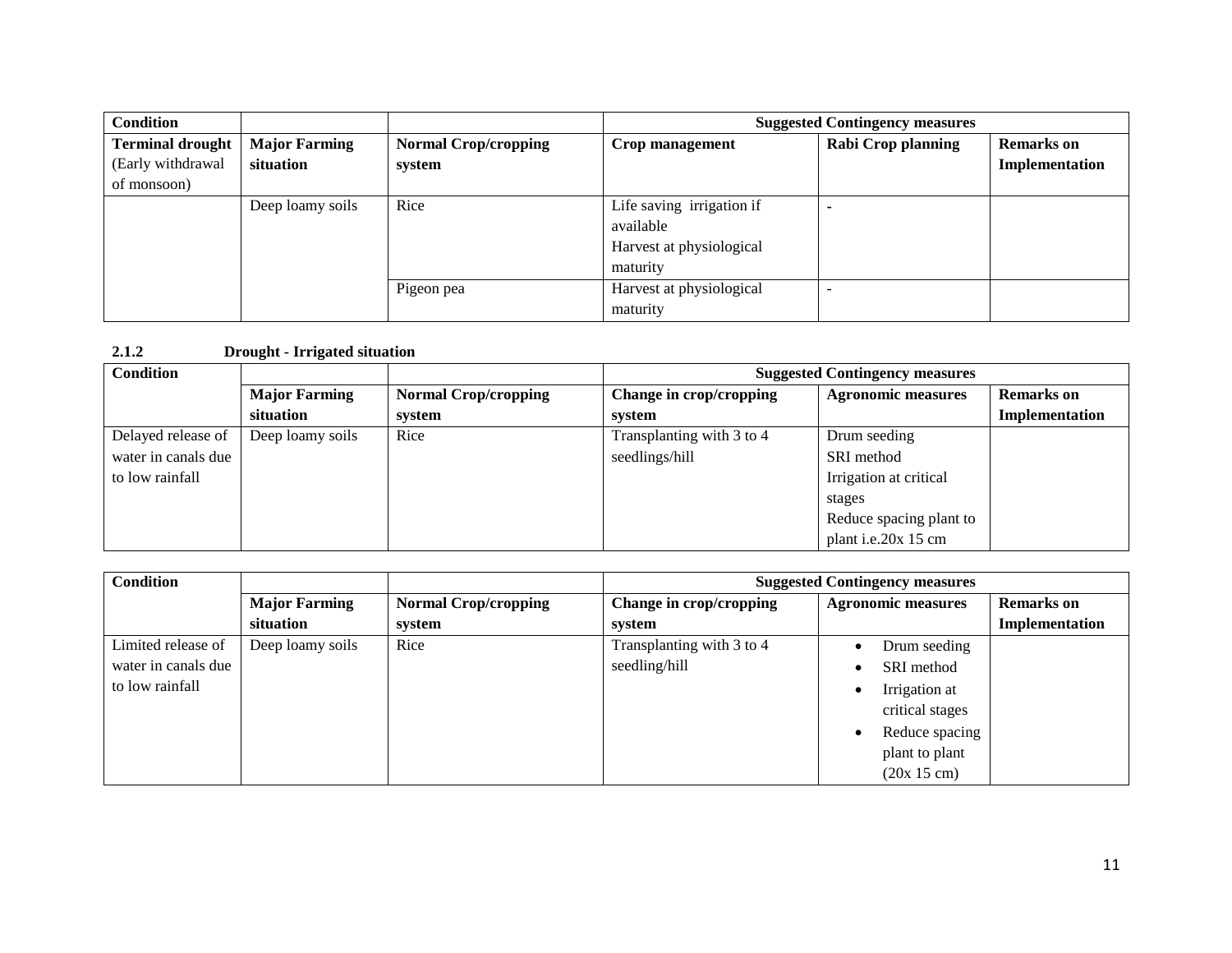| Condition | | | Suggested Contingency measures | | |
|---|---|---|---|---|---|
| **Terminal drought** (Early withdrawal of monsoon) | **Major Farming situation** | **Normal Crop/cropping system** | **Crop management** | **Rabi Crop planning** | **Remarks on Implementation** |
| | Deep loamy soils | Rice | Life saving irrigation if available<br>Harvest at physiological maturity | - | |
| | | Pigeon pea | Harvest at physiological maturity | - | |

**2.1.2 Drought - Irrigated situation**

| Condition | | | Suggested Contingency measures | | |
|---|---|---|---|---|---|
| | **Major Farming situation** | **Normal Crop/cropping system** | **Change in crop/cropping system** | **Agronomic measures** | **Remarks on Implementation** |
| Delayed release of water in canals due to low rainfall | Deep loamy soils | Rice | Transplanting with 3 to 4 seedlings/hill | Drum seeding<br>SRI method<br>Irrigation at critical stages<br>Reduce spacing plant to plant i.e.20x 15 cm | |

| Condition | | | Suggested Contingency measures | | |
|---|---|---|---|---|---|
| | **Major Farming situation** | **Normal Crop/cropping system** | **Change in crop/cropping system** | **Agronomic measures** | **Remarks on Implementation** |
| Limited release of water in canals due to low rainfall | Deep loamy soils | Rice | Transplanting with 3 to 4 seedling/hill | • Drum seeding<br>• SRI method<br>• Irrigation at critical stages<br>• Reduce spacing plant to plant (20x 15 cm) | |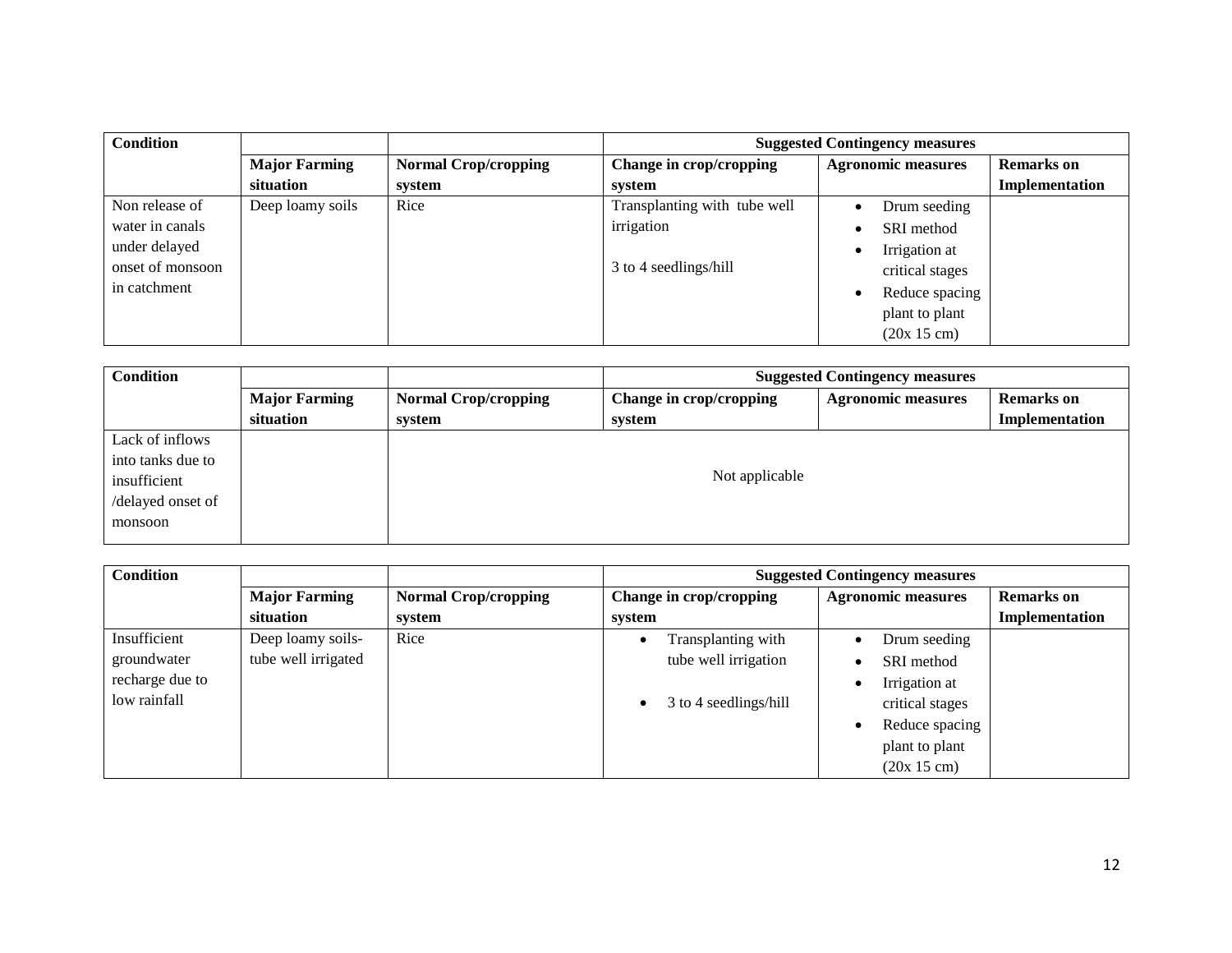| Condition | | | Suggested Contingency measures | | |
|---|---|---|---|---|---|
| | Major Farming situation | Normal Crop/cropping system | Change in crop/cropping system | Agronomic measures | Remarks on Implementation |
| Non release of water in canals under delayed onset of monsoon in catchment | Deep loamy soils | Rice | Transplanting with tube well irrigation<br><br>3 to 4 seedlings/hill | • Drum seeding<br>• SRI method<br>• Irrigation at critical stages<br>• Reduce spacing plant to plant (20x 15 cm) | |

| Condition | | | Suggested Contingency measures | | |
|---|---|---|---|---|---|
| | Major Farming situation | Normal Crop/cropping system | Change in crop/cropping system | Agronomic measures | Remarks on Implementation |
| Lack of inflows into tanks due to insufficient /delayed onset of monsoon | | Not applicable | | | |

| Condition | | | Suggested Contingency measures | | |
|---|---|---|---|---|---|
| | Major Farming situation | Normal Crop/cropping system | Change in crop/cropping system | Agronomic measures | Remarks on Implementation |
| Insufficient groundwater recharge due to low rainfall | Deep loamy soils- tube well irrigated | Rice | • Transplanting with tube well irrigation<br><br>• 3 to 4 seedlings/hill | • Drum seeding<br>• SRI method<br>• Irrigation at critical stages<br>• Reduce spacing plant to plant (20x 15 cm) | |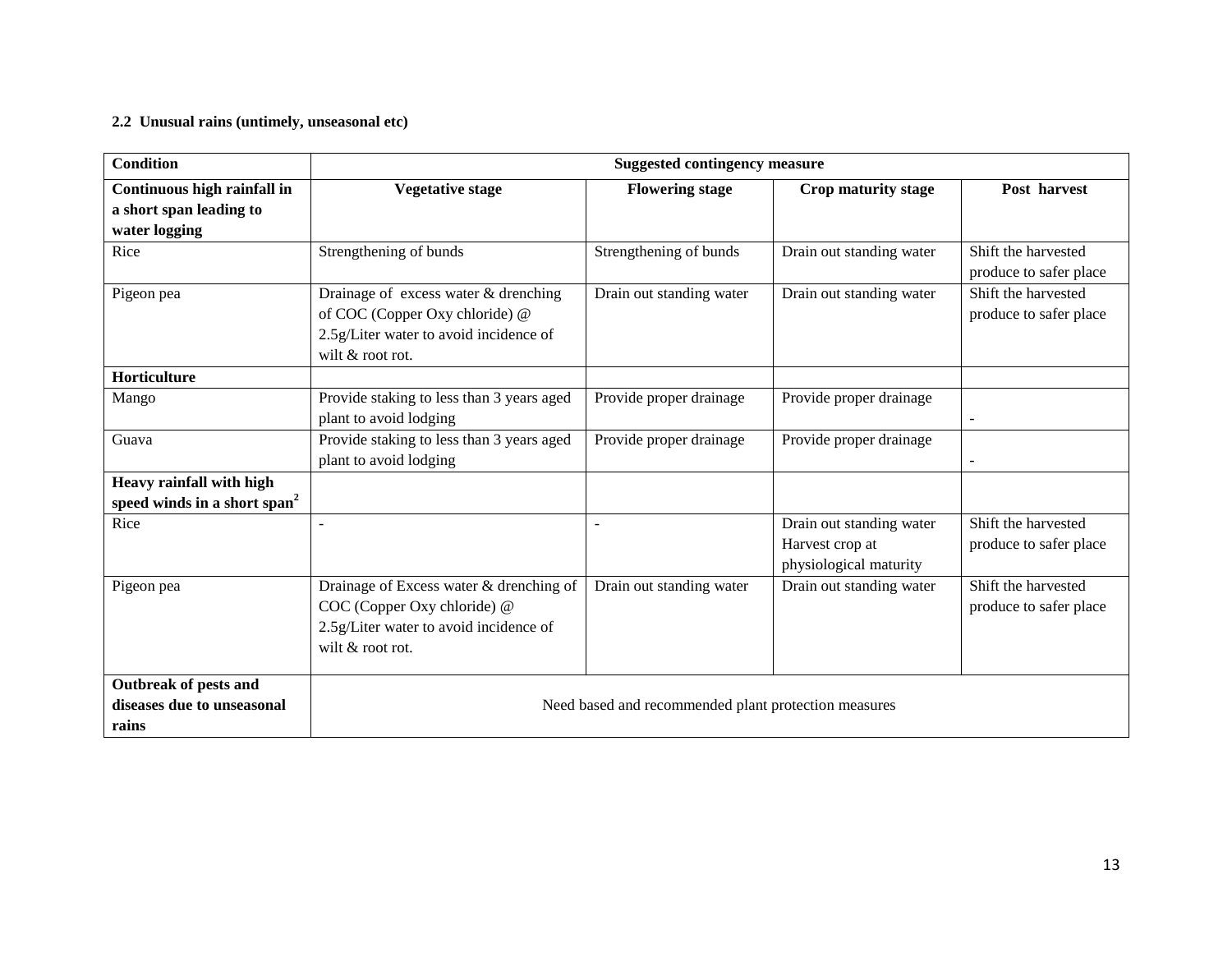**2.2 Unusual rains (untimely, unseasonal etc)**

| Condition | Suggested contingency measure | | | |
|---|---|---|---|---|
| **Continuous high rainfall in a short span leading to water logging** | **Vegetative stage** | **Flowering stage** | **Crop maturity stage** | **Post harvest** |
| Rice | Strengthening of bunds | Strengthening of bunds | Drain out standing water | Shift the harvested produce to safer place |
| Pigeon pea | Drainage of excess water & drenching of COC (Copper Oxy chloride) @ 2.5g/Liter water to avoid incidence of wilt & root rot. | Drain out standing water | Drain out standing water | Shift the harvested produce to safer place |
| **Horticulture** | | | | |
| Mango | Provide staking to less than 3 years aged plant to avoid lodging | Provide proper drainage | Provide proper drainage | - |
| Guava | Provide staking to less than 3 years aged plant to avoid lodging | Provide proper drainage | Provide proper drainage | - |
| **Heavy rainfall with high speed winds in a short span[2]** | | | | |
| Rice | - | - | Drain out standing water Harvest crop at physiological maturity | Shift the harvested produce to safer place |
| Pigeon pea | Drainage of Excess water & drenching of COC (Copper Oxy chloride) @ 2.5g/Liter water to avoid incidence of wilt & root rot. | Drain out standing water | Drain out standing water | Shift the harvested produce to safer place |
| **Outbreak of pests and diseases due to unseasonal rains** | Need based and recommended plant protection measures | | | |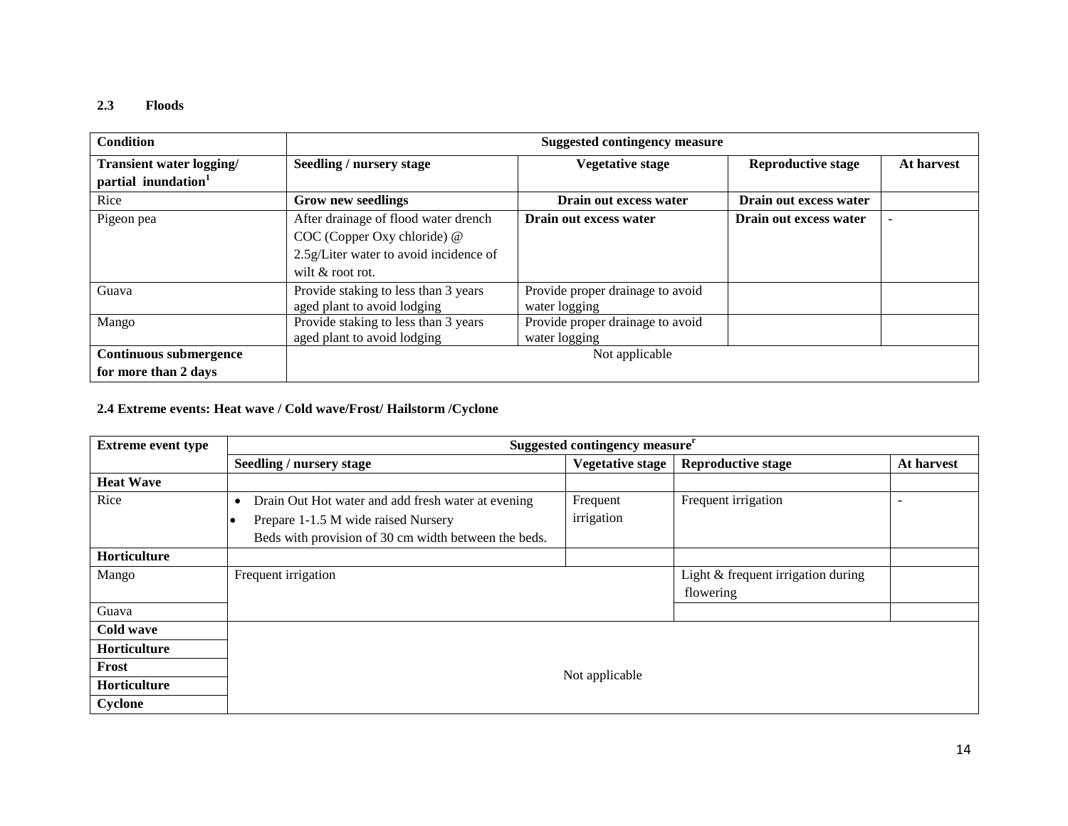### 2.3 Floods

| Condition | Suggested contingency measure | | | |
|---|---|---|---|---|
| **Transient water logging/ partial inundation[1]** | **Seedling / nursery stage** | **Vegetative stage** | **Reproductive stage** | **At harvest** |
| Rice | **Grow new seedlings** | **Drain out excess water** | **Drain out excess water** | |
| Pigeon pea | After drainage of flood water drench COC (Copper Oxy chloride) @ 2.5g/Liter water to avoid incidence of wilt & root rot. | **Drain out excess water** | **Drain out excess water** | - |
| Guava | Provide staking to less than 3 years aged plant to avoid lodging | Provide proper drainage to avoid water logging | | |
| Mango | Provide staking to less than 3 years aged plant to avoid lodging | Provide proper drainage to avoid water logging | | |
| **Continuous submergence for more than 2 days** | Not applicable | | | |

### 2.4 Extreme events: Heat wave / Cold wave/Frost/ Hailstorm /Cyclone

| Extreme event type | Suggested contingency measure[r] | | | |
|---|---|---|---|---|
| | **Seedling / nursery stage** | **Vegetative stage** | **Reproductive stage** | **At harvest** |
| **Heat Wave** | | | | |
| Rice | • Drain Out Hot water and add fresh water at evening<br>• Prepare 1-1.5 M wide raised Nursery Beds with provision of 30 cm width between the beds. | Frequent irrigation | Frequent irrigation | - |
| **Horticulture** | | | | |
| Mango | Frequent irrigation | | Light & frequent irrigation during flowering | |
| Guava | | | | |
| **Cold wave** | Not applicable | | | |
| **Horticulture** | | | | |
| **Frost** | | | | |
| **Horticulture** | | | | |
| **Cyclone** | | | | |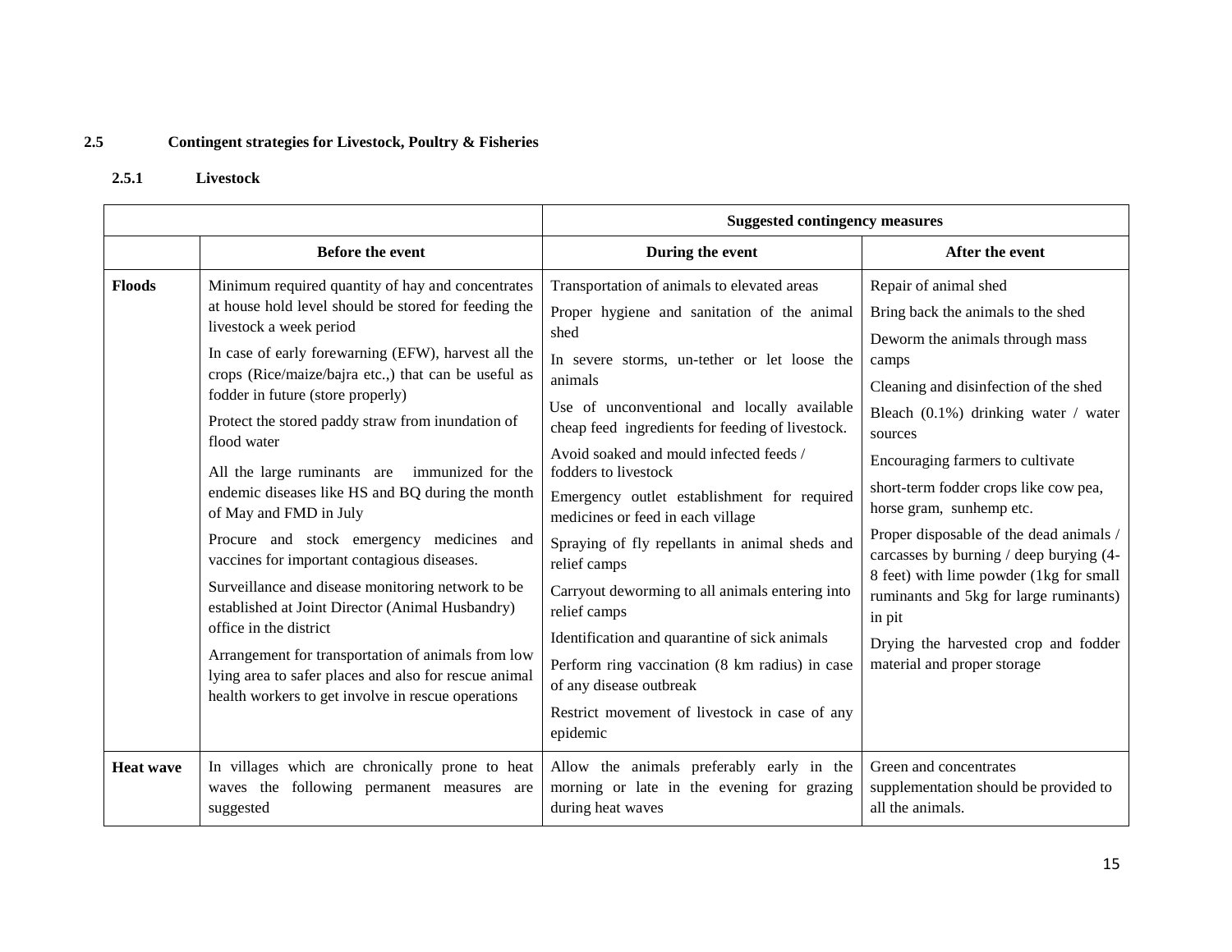## 2.5 Contingent strategies for Livestock, Poultry & Fisheries

### 2.5.1 Livestock

| | Suggested contingency measures | | |
|---|---|---|---|
| | **Before the event** | **During the event** | **After the event** |
| **Floods** | Minimum required quantity of hay and concentrates at house hold level should be stored for feeding the livestock a week period<br>In case of early forewarning (EFW), harvest all the crops (Rice/maize/bajra etc.,) that can be useful as fodder in future (store properly)<br>Protect the stored paddy straw from inundation of flood water<br>All the large ruminants are immunized for the endemic diseases like HS and BQ during the month of May and FMD in July<br>Procure and stock emergency medicines and vaccines for important contagious diseases.<br>Surveillance and disease monitoring network to be established at Joint Director (Animal Husbandry) office in the district<br>Arrangement for transportation of animals from low lying area to safer places and also for rescue animal health workers to get involve in rescue operations | Transportation of animals to elevated areas<br>Proper hygiene and sanitation of the animal shed<br>In severe storms, un-tether or let loose the animals<br>Use of unconventional and locally available cheap feed ingredients for feeding of livestock.<br>Avoid soaked and mould infected feeds / fodders to livestock<br>Emergency outlet establishment for required medicines or feed in each village<br>Spraying of fly repellants in animal sheds and relief camps<br>Carryout deworming to all animals entering into relief camps<br>Identification and quarantine of sick animals<br>Perform ring vaccination (8 km radius) in case of any disease outbreak<br>Restrict movement of livestock in case of any epidemic | Repair of animal shed<br>Bring back the animals to the shed<br>Deworm the animals through mass camps<br>Cleaning and disinfection of the shed<br>Bleach (0.1%) drinking water / water sources<br>Encouraging farmers to cultivate<br>short-term fodder crops like cow pea, horse gram, sunhemp etc.<br>Proper disposable of the dead animals / carcasses by burning / deep burying (4-8 feet) with lime powder (1kg for small ruminants and 5kg for large ruminants) in pit<br>Drying the harvested crop and fodder material and proper storage |
| **Heat wave** | In villages which are chronically prone to heat waves the following permanent measures are suggested | Allow the animals preferably early in the morning or late in the evening for grazing during heat waves | Green and concentrates supplementation should be provided to all the animals. |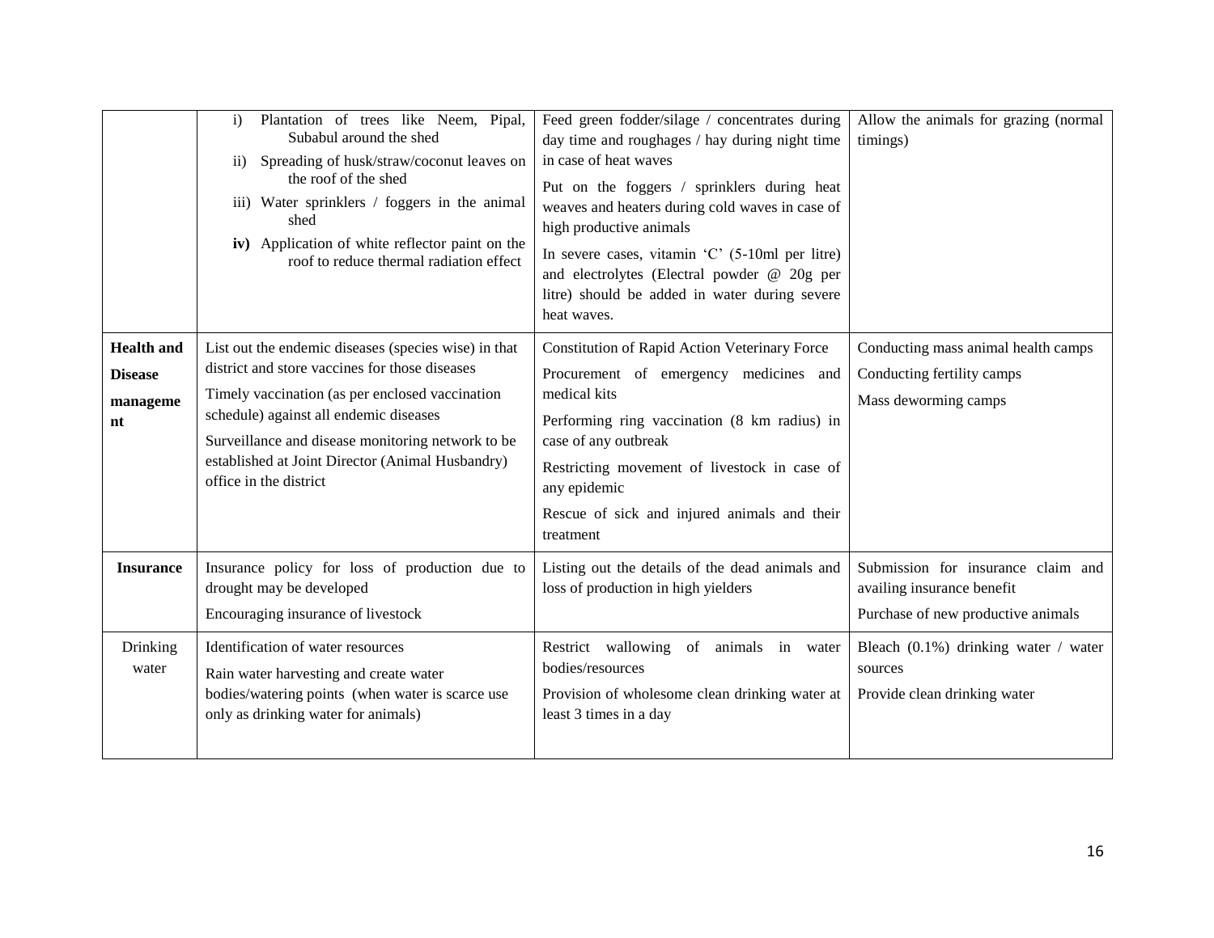| | | | |
|---|---|---|---|
| | i) Plantation of trees like Neem, Pipal, Subabul around the shed<br>ii) Spreading of husk/straw/coconut leaves on the roof of the shed<br>iii) Water sprinklers / foggers in the animal shed<br>**iv)** Application of white reflector paint on the roof to reduce thermal radiation effect | Feed green fodder/silage / concentrates during day time and roughages / hay during night time in case of heat waves<br>Put on the foggers / sprinklers during heat weaves and heaters during cold waves in case of high productive animals<br>In severe cases, vitamin 'C' (5-10ml per litre) and electrolytes (Electral powder @ 20g per litre) should be added in water during severe heat waves. | Allow the animals for grazing (normal timings) |
| **Health and Disease management** | List out the endemic diseases (species wise) in that district and store vaccines for those diseases<br>Timely vaccination (as per enclosed vaccination schedule) against all endemic diseases<br>Surveillance and disease monitoring network to be established at Joint Director (Animal Husbandry) office in the district | Constitution of Rapid Action Veterinary Force<br>Procurement of emergency medicines and medical kits<br>Performing ring vaccination (8 km radius) in case of any outbreak<br>Restricting movement of livestock in case of any epidemic<br>Rescue of sick and injured animals and their treatment | Conducting mass animal health camps<br>Conducting fertility camps<br>Mass deworming camps |
| **Insurance** | Insurance policy for loss of production due to drought may be developed<br>Encouraging insurance of livestock | Listing out the details of the dead animals and loss of production in high yielders | Submission for insurance claim and availing insurance benefit<br>Purchase of new productive animals |
| Drinking water | Identification of water resources<br>Rain water harvesting and create water bodies/watering points (when water is scarce use only as drinking water for animals) | Restrict wallowing of animals in water bodies/resources<br>Provision of wholesome clean drinking water at least 3 times in a day | Bleach (0.1%) drinking water / water sources<br>Provide clean drinking water |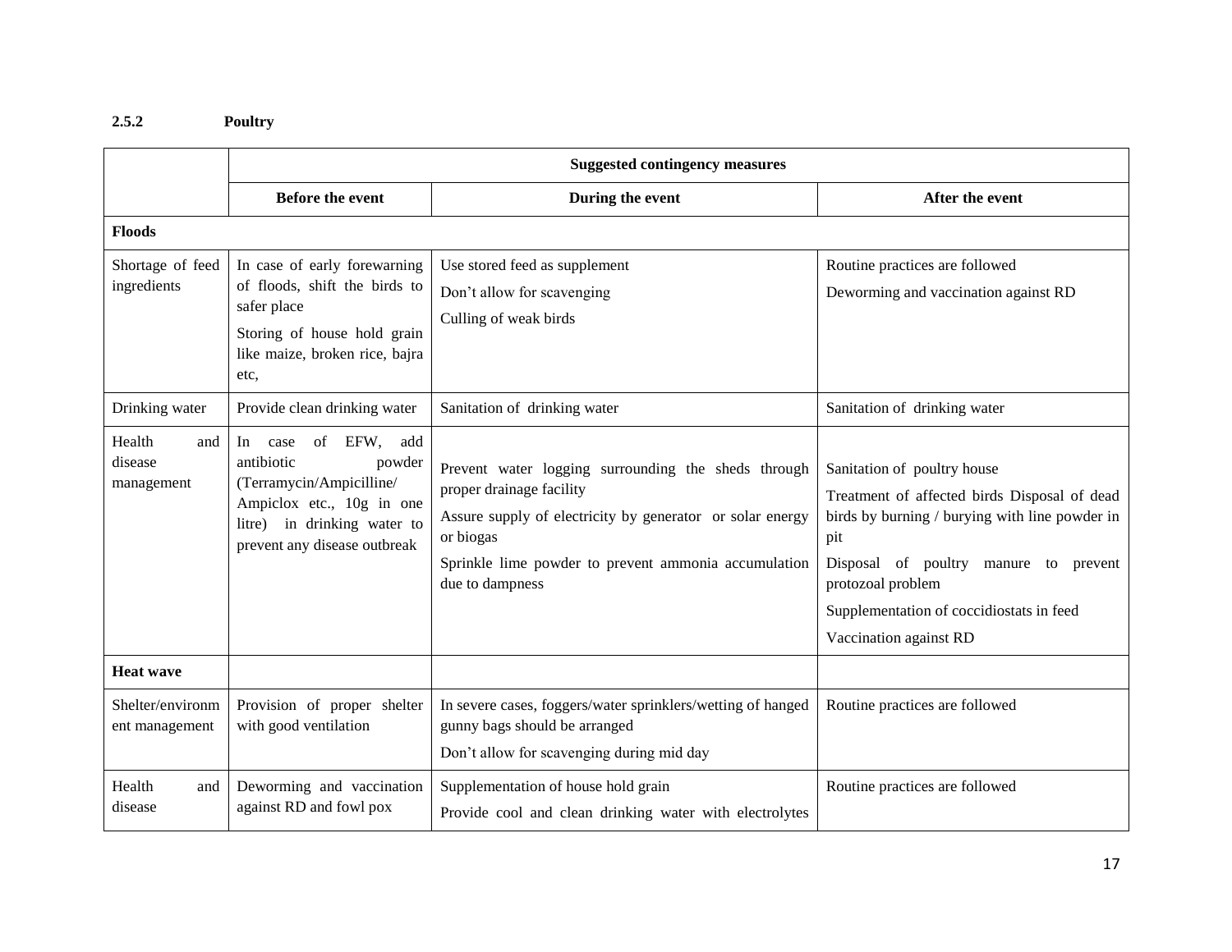#### 2.5.2 Poultry

| | Suggested contingency measures | | |
|---|---|---|---|
| | **Before the event** | **During the event** | **After the event** |
| **Floods** | | | |
| Shortage of feed ingredients | In case of early forewarning of floods, shift the birds to safer place<br>Storing of house hold grain like maize, broken rice, bajra etc, | Use stored feed as supplement<br>Don't allow for scavenging<br>Culling of weak birds | Routine practices are followed<br>Deworming and vaccination against RD |
| Drinking water | Provide clean drinking water | Sanitation of drinking water | Sanitation of drinking water |
| Health and disease management | In case of EFW, add antibiotic powder (Terramycin/Ampicilline/ Ampiclox etc., 10g in one litre) in drinking water to prevent any disease outbreak | Prevent water logging surrounding the sheds through proper drainage facility<br>Assure supply of electricity by generator or solar energy or biogas<br>Sprinkle lime powder to prevent ammonia accumulation due to dampness | Sanitation of poultry house<br>Treatment of affected birds Disposal of dead birds by burning / burying with line powder in pit<br>Disposal of poultry manure to prevent protozoal problem<br>Supplementation of coccidiostats in feed<br>Vaccination against RD |
| **Heat wave** | | | |
| Shelter/environment management | Provision of proper shelter with good ventilation | In severe cases, foggers/water sprinklers/wetting of hanged gunny bags should be arranged<br>Don't allow for scavenging during mid day | Routine practices are followed |
| Health and disease | Deworming and vaccination against RD and fowl pox | Supplementation of house hold grain<br>Provide cool and clean drinking water with electrolytes | Routine practices are followed |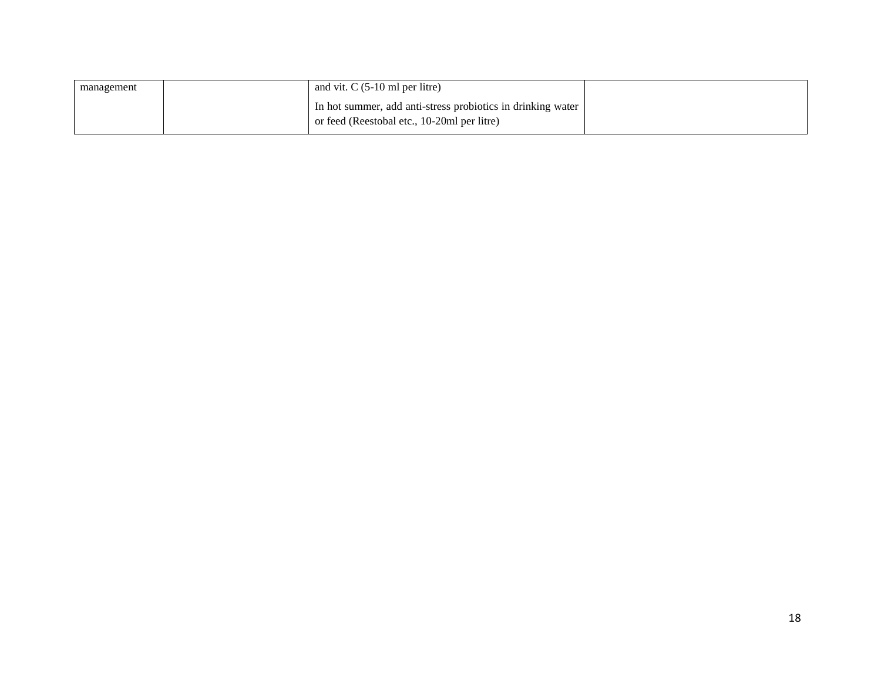| | | | |
|---|---|---|---|
| management | | and vit. C (5-10 ml per litre)<br>In hot summer, add anti-stress probiotics in drinking water or feed (Reestobal etc., 10-20ml per litre) | |